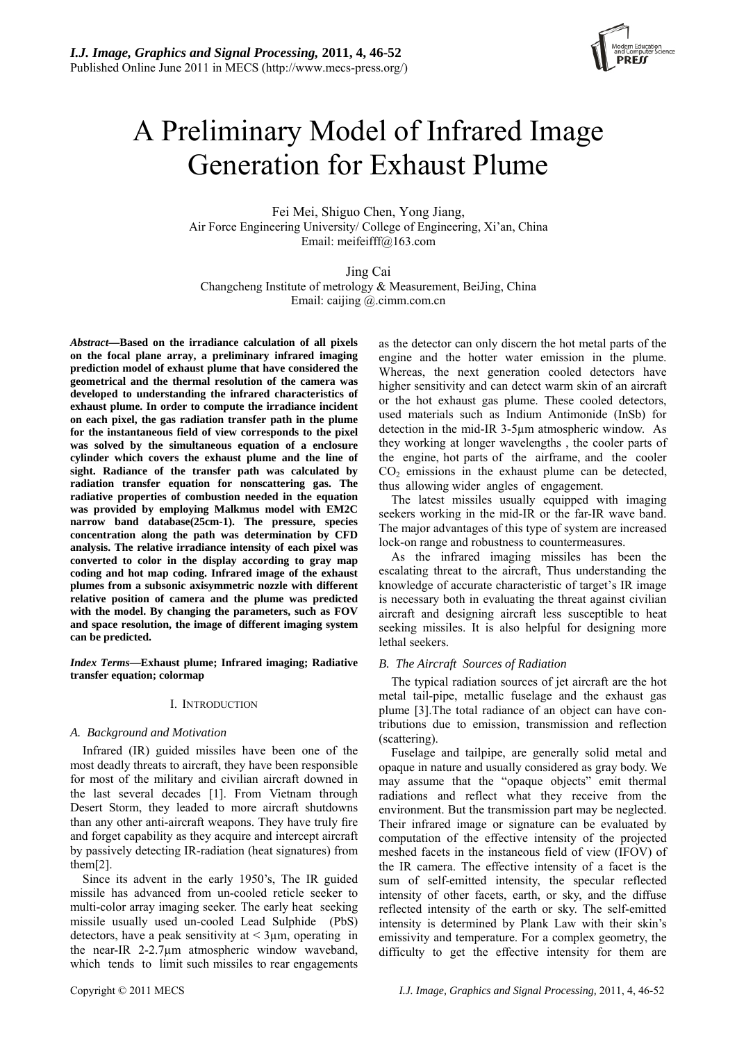# A Preliminary Model of Infrared Image Generation for Exhaust Plume

Fei Mei, Shiguo Chen, Yong Jiang,
Air Force Engineering University/ College of Engineering, Xi'an, China
Email: meifeifff@163.com

Jing Cai
Changcheng Institute of metrology & Measurement, BeiJing, China
Email: caijing @.cimm.com.cn

***Abstract*—Based on the irradiance calculation of all pixels on the focal plane array, a preliminary infrared imaging prediction model of exhaust plume that have considered the geometrical and the thermal resolution of the camera was developed to understanding the infrared characteristics of exhaust plume. In order to compute the irradiance incident on each pixel, the gas radiation transfer path in the plume for the instantaneous field of view corresponds to the pixel was solved by the simultaneous equation of a enclosure cylinder which covers the exhaust plume and the line of sight. Radiance of the transfer path was calculated by radiation transfer equation for nonscattering gas. The radiative properties of combustion needed in the equation was provided by employing Malkmus model with EM2C narrow band database(25cm-1). The pressure, species concentration along the path was determination by CFD analysis. The relative irradiance intensity of each pixel was converted to color in the display according to gray map coding and hot map coding. Infrared image of the exhaust plumes from a subsonic axisymmetric nozzle with different relative position of camera and the plume was predicted with the model. By changing the parameters, such as FOV and space resolution, the image of different imaging system can be predicted.**

***Index Terms*—Exhaust plume; Infrared imaging; Radiative transfer equation; colormap**

## I. Introduction

### *A. Background and Motivation*

Infrared (IR) guided missiles have been one of the most deadly threats to aircraft, they have been responsible for most of the military and civilian aircraft downed in the last several decades [1]. From Vietnam through Desert Storm, they leaded to more aircraft shutdowns than any other anti-aircraft weapons. They have truly fire and forget capability as they acquire and intercept aircraft by passively detecting IR-radiation (heat signatures) from them[2].

Since its advent in the early 1950's, The IR guided missile has advanced from un-cooled reticle seeker to multi-color array imaging seeker. The early heat seeking missile usually used un-cooled Lead Sulphide (PbS) detectors, have a peak sensitivity at < 3μm, operating in the near-IR 2-2.7μm atmospheric window waveband, which tends to limit such missiles to rear engagements as the detector can only discern the hot metal parts of the engine and the hotter water emission in the plume. Whereas, the next generation cooled detectors have higher sensitivity and can detect warm skin of an aircraft or the hot exhaust gas plume. These cooled detectors, used materials such as Indium Antimonide (InSb) for detection in the mid-IR 3-5μm atmospheric window. As they working at longer wavelengths , the cooler parts of the engine, hot parts of the airframe, and the cooler $CO_2$ emissions in the exhaust plume can be detected, thus allowing wider angles of engagement.

The latest missiles usually equipped with imaging seekers working in the mid-IR or the far-IR wave band. The major advantages of this type of system are increased lock-on range and robustness to countermeasures.

As the infrared imaging missiles has been the escalating threat to the aircraft, Thus understanding the knowledge of accurate characteristic of target's IR image is necessary both in evaluating the threat against civilian aircraft and designing aircraft less susceptible to heat seeking missiles. It is also helpful for designing more lethal seekers.

### *B. The Aircraft Sources of Radiation*

The typical radiation sources of jet aircraft are the hot metal tail-pipe, metallic fuselage and the exhaust gas plume [3].The total radiance of an object can have contributions due to emission, transmission and reflection (scattering).

Fuselage and tailpipe, are generally solid metal and opaque in nature and usually considered as gray body. We may assume that the "opaque objects" emit thermal radiations and reflect what they receive from the environment. But the transmission part may be neglected. Their infrared image or signature can be evaluated by computation of the effective intensity of the projected meshed facets in the instaneous field of view (IFOV) of the IR camera. The effective intensity of a facet is the sum of self-emitted intensity, the specular reflected intensity of other facets, earth, or sky, and the diffuse reflected intensity of the earth or sky. The self-emitted intensity is determined by Plank Law with their skin's emissivity and temperature. For a complex geometry, the difficulty to get the effective intensity for them are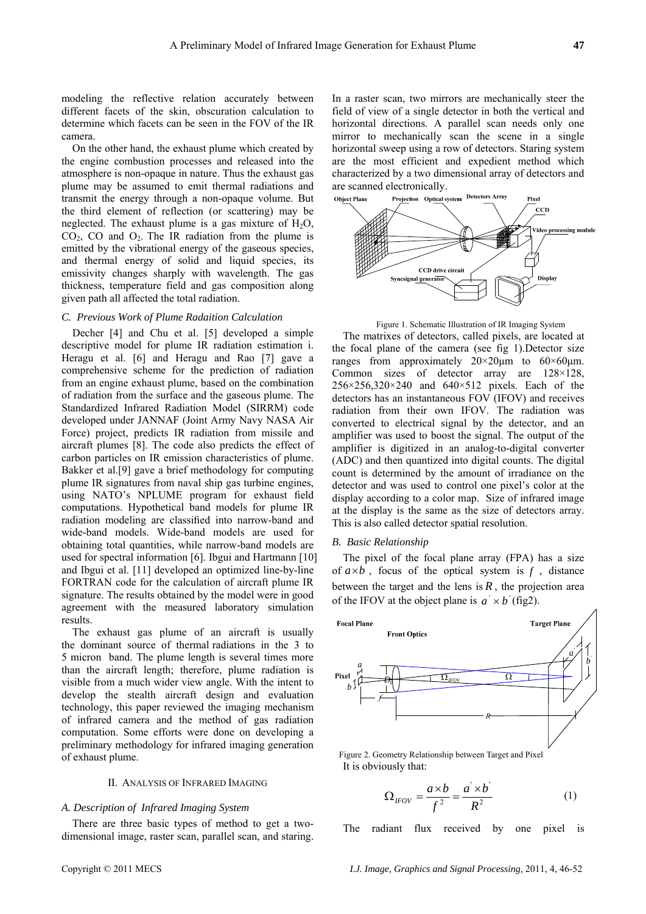modeling the reflective relation accurately between different facets of the skin, obscuration calculation to determine which facets can be seen in the FOV of the IR camera.

On the other hand, the exhaust plume which created by the engine combustion processes and released into the atmosphere is non-opaque in nature. Thus the exhaust gas plume may be assumed to emit thermal radiations and transmit the energy through a non-opaque volume. But the third element of reflection (or scattering) may be neglected. The exhaust plume is a gas mixture of $H_2O$, $CO_2$, CO and $O_2$. The IR radiation from the plume is emitted by the vibrational energy of the gaseous species, and thermal energy of solid and liquid species, its emissivity changes sharply with wavelength. The gas thickness, temperature field and gas composition along given path all affected the total radiation.

### *C. Previous Work of Plume Radaition Calculation*

Decher [4] and Chu et al. [5] developed a simple descriptive model for plume IR radiation estimation i. Heragu et al. [6] and Heragu and Rao [7] gave a comprehensive scheme for the prediction of radiation from an engine exhaust plume, based on the combination of radiation from the surface and the gaseous plume. The Standardized Infrared Radiation Model (SIRRM) code developed under JANNAF (Joint Army Navy NASA Air Force) project, predicts IR radiation from missile and aircraft plumes [8]. The code also predicts the effect of carbon particles on IR emission characteristics of plume. Bakker et al.[9] gave a brief methodology for computing plume IR signatures from naval ship gas turbine engines, using NATO's NPLUME program for exhaust field computations. Hypothetical band models for plume IR radiation modeling are classified into narrow-band and wide-band models. Wide-band models are used for obtaining total quantities, while narrow-band models are used for spectral information [6]. Ibgui and Hartmann [10] and Ibgui et al. [11] developed an optimized line-by-line FORTRAN code for the calculation of aircraft plume IR signature. The results obtained by the model were in good agreement with the measured laboratory simulation results.

The exhaust gas plume of an aircraft is usually the dominant source of thermal radiations in the 3 to 5 micron band. The plume length is several times more than the aircraft length; therefore, plume radiation is visible from a much wider view angle. With the intent to develop the stealth aircraft design and evaluation technology, this paper reviewed the imaging mechanism of infrared camera and the method of gas radiation computation. Some efforts were done on developing a preliminary methodology for infrared imaging generation of exhaust plume.

## II. Analysis of Infrared Imaging

### *A. Description of Infrared Imaging System*

There are three basic types of method to get a two-dimensional image, raster scan, parallel scan, and staring. In a raster scan, two mirrors are mechanically steer the field of view of a single detector in both the vertical and horizontal directions. A parallel scan needs only one mirror to mechanically scan the scene in a single horizontal sweep using a row of detectors. Staring system are the most efficient and expedient method which characterized by a two dimensional array of detectors and are scanned electronically.

Figure 1. Schematic Illustration of IR Imaging System

The matrixes of detectors, called pixels, are located at the focal plane of the camera (see fig 1).Detector size ranges from approximately 20×20μm to 60×60μm. Common sizes of detector array are 128×128, 256×256,320×240 and 640×512 pixels. Each of the detectors has an instantaneous FOV (IFOV) and receives radiation from their own IFOV. The radiation was converted to electrical signal by the detector, and an amplifier was used to boost the signal. The output of the amplifier is digitized in an analog-to-digital converter (ADC) and then quantized into digital counts. The digital count is determined by the amount of irradiance on the detector and was used to control one pixel's color at the display according to a color map. Size of infrared image at the display is the same as the size of detectors array. This is also called detector spatial resolution.

### *B. Basic Relationship*

The pixel of the focal plane array (FPA) has a size of $a \times b$, focus of the optical system is $f$, distance between the target and the lens is $R$, the projection area of the IFOV at the object plane is $a' \times b'$ (fig2).

Figure 2. Geometry Relationship between Target and Pixel

It is obviously that:

$$\Omega_{IFOV} = \frac{a \times b}{f^2} = \frac{a' \times b'}{R^2} \tag{1}$$

The radiant flux received by one pixel is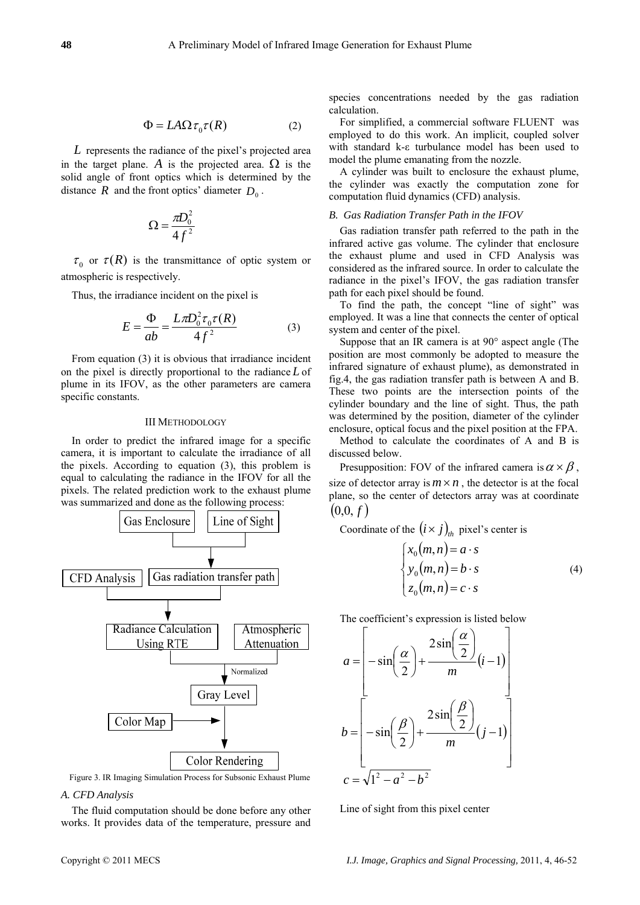$$\Phi = LA\Omega\tau_0\tau(R) \tag{2}$$

$L$ represents the radiance of the pixel's projected area in the target plane. $A$ is the projected area. $\Omega$ is the solid angle of front optics which is determined by the distance $R$ and the front optics' diameter $D_0$.

$$\Omega = \frac{\pi D_0^2}{4f^2}$$

$\tau_0$ or $\tau(R)$ is the transmittance of optic system or atmospheric is respectively.

Thus, the irradiance incident on the pixel is

$$E = \frac{\Phi}{ab} = \frac{L\pi D_0^2\tau_0\tau(R)}{4f^2} \tag{3}$$

From equation (3) it is obvious that irradiance incident on the pixel is directly proportional to the radiance $L$ of plume in its IFOV, as the other parameters are camera specific constants.

## III METHODOLOGY

In order to predict the infrared image for a specific camera, it is important to calculate the irradiance of all the pixels. According to equation (3), this problem is equal to calculating the radiance in the IFOV for all the pixels. The related prediction work to the exhaust plume was summarized and done as the following process:

Gas Enclosure, Line of Sight → Gas radiation transfer path; CFD Analysis, Gas radiation transfer path → Radiance Calculation Using RTE; Atmospheric Attenuation → Normalized → Gray Level; Color Map → Color Rendering

Figure 3. IR Imaging Simulation Process for Subsonic Exhaust Plume

### A. CFD Analysis

The fluid computation should be done before any other works. It provides data of the temperature, pressure and species concentrations needed by the gas radiation calculation.

For simplified, a commercial software FLUENT was employed to do this work. An implicit, coupled solver with standard k-ε turbulance model has been used to model the plume emanating from the nozzle.

A cylinder was built to enclosure the exhaust plume, the cylinder was exactly the computation zone for computation fluid dynamics (CFD) analysis.

### B. Gas Radiation Transfer Path in the IFOV

Gas radiation transfer path referred to the path in the infrared active gas volume. The cylinder that enclosure the exhaust plume and used in CFD Analysis was considered as the infrared source. In order to calculate the radiance in the pixel's IFOV, the gas radiation transfer path for each pixel should be found.

To find the path, the concept "line of sight" was employed. It was a line that connects the center of optical system and center of the pixel.

Suppose that an IR camera is at 90° aspect angle (The position are most commonly be adopted to measure the infrared signature of exhaust plume), as demonstrated in fig.4, the gas radiation transfer path is between A and B. These two points are the intersection points of the cylinder boundary and the line of sight. Thus, the path was determined by the position, diameter of the cylinder enclosure, optical focus and the pixel position at the FPA.

Method to calculate the coordinates of A and B is discussed below.

Presupposition: FOV of the infrared camera is $\alpha \times \beta$, size of detector array is $m \times n$, the detector is at the focal plane, so the center of detectors array was at coordinate $(0,0,f)$

Coordinate of the $(i \times j)_{th}$ pixel's center is

$$\begin{cases} x_0(m,n) = a \cdot s \\ y_0(m,n) = b \cdot s \\ z_0(m,n) = c \cdot s \end{cases} \tag{4}$$

The coefficient's expression is listed below

$$a = \left[ -\sin\left(\frac{\alpha}{2}\right) + \frac{2\sin\left(\frac{\alpha}{2}\right)}{m}(i-1) \right]$$

$$b = \left[ -\sin\left(\frac{\beta}{2}\right) + \frac{2\sin\left(\frac{\beta}{2}\right)}{m}(j-1) \right]$$

$$c = \sqrt{1^2 - a^2 - b^2}$$

Line of sight from this pixel center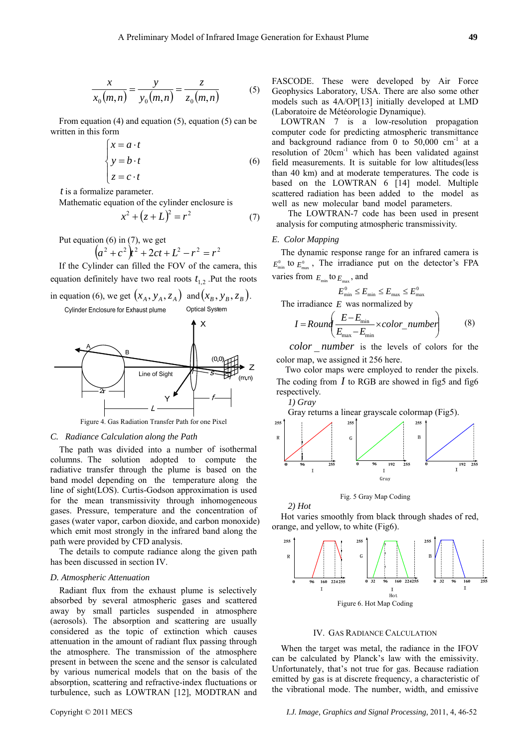$$\frac{x}{x_0(m,n)} = \frac{y}{y_0(m,n)} = \frac{z}{z_0(m,n)} \quad (5)$$

From equation (4) and equation (5), equation (5) can be written in this form

$$\begin{cases} x = a \cdot t \\ y = b \cdot t \\ z = c \cdot t \end{cases} \quad (6)$$

$t$ is a formalize parameter.

Mathematic equation of the cylinder enclosure is

$$x^2 + (z+L)^2 = r^2 \quad (7)$$

Put equation (6) in (7), we get

$$(a^2 + c^2)t^2 + 2ct + L^2 - r^2 = r^2$$

If the Cylinder can filled the FOV of the camera, this equation definitely have two real roots $t_{1,2}$ .Put the roots in equation (6), we get $(x_A, y_A, z_A)$ and $(x_B, y_B, z_B)$.

Figure 4. Gas Radiation Transfer Path for one Pixel

### C. Radiance Calculation along the Path

The path was divided into a number of isothermal columns. The solution adopted to compute the radiative transfer through the plume is based on the band model depending on the temperature along the line of sight(LOS). Curtis-Godson approximation is used for the mean transmissivity through inhomogeneous gases. Pressure, temperature and the concentration of gases (water vapor, carbon dioxide, and carbon monoxide) which emit most strongly in the infrared band along the path were provided by CFD analysis.

The details to compute radiance along the given path has been discussed in section IV.

### D. Atmospheric Attenuation

Radiant flux from the exhaust plume is selectively absorbed by several atmospheric gases and scattered away by small particles suspended in atmosphere (aerosols). The absorption and scattering are usually considered as the topic of extinction which causes attenuation in the amount of radiant flux passing through the atmosphere. The transmission of the atmosphere present in between the scene and the sensor is calculated by various numerical models that on the basis of the absorption, scattering and refractive-index fluctuations or turbulence, such as LOWTRAN [12], MODTRAN and FASCODE. These were developed by Air Force Geophysics Laboratory, USA. There are also some other models such as 4A/OP[13] initially developed at LMD (Laboratoire de Météorologie Dynamique).

LOWTRAN 7 is a low-resolution propagation computer code for predicting atmospheric transmittance and background radiance from 0 to 50,000 cm$^{-1}$ at a resolution of 20cm$^{-1}$ which has been validated against field measurements. It is suitable for low altitudes(less than 40 km) and at moderate temperatures. The code is based on the LOWTRAN 6 [14] model. Multiple scattered radiation has been added to the model as well as new molecular band model parameters.

The LOWTRAN-7 code has been used in present analysis for computing atmospheric transmissivity.

### E. Color Mapping

The dynamic response range for an infrared camera is $E^0_{\min}$ to $E^0_{\max}$ , The irradiance put on the detector's FPA varies from $E_{\min}$ to $E_{\max}$, and

$$E^0_{\min} \le E_{\min} \le E_{\max} \le E^0_{\max}$$

The irradiance $E$ was normalized by

$$I = Round\left(\frac{E - E_{\min}}{E_{\max} - E_{\min}} \times color\_number\right) \quad (8)$$

$color\_number$ is the levels of colors for the color map, we assigned it 256 here.

Two color maps were employed to render the pixels. The coding from $I$ to RGB are showed in fig5 and fig6 respectively.

*1) Gray*

Gray returns a linear grayscale colormap (Fig5).

Fig. 5 Gray Map Coding

*2) Hot*

Hot varies smoothly from black through shades of red, orange, and yellow, to white (Fig6).

Figure 6. Hot Map Coding

## IV. Gas Radiance Calculation

When the target was metal, the radiance in the IFOV can be calculated by Planck's law with the emissivity. Unfortunately, that's not true for gas. Because radiation emitted by gas is at discrete frequency, a characteristic of the vibrational mode. The number, width, and emissive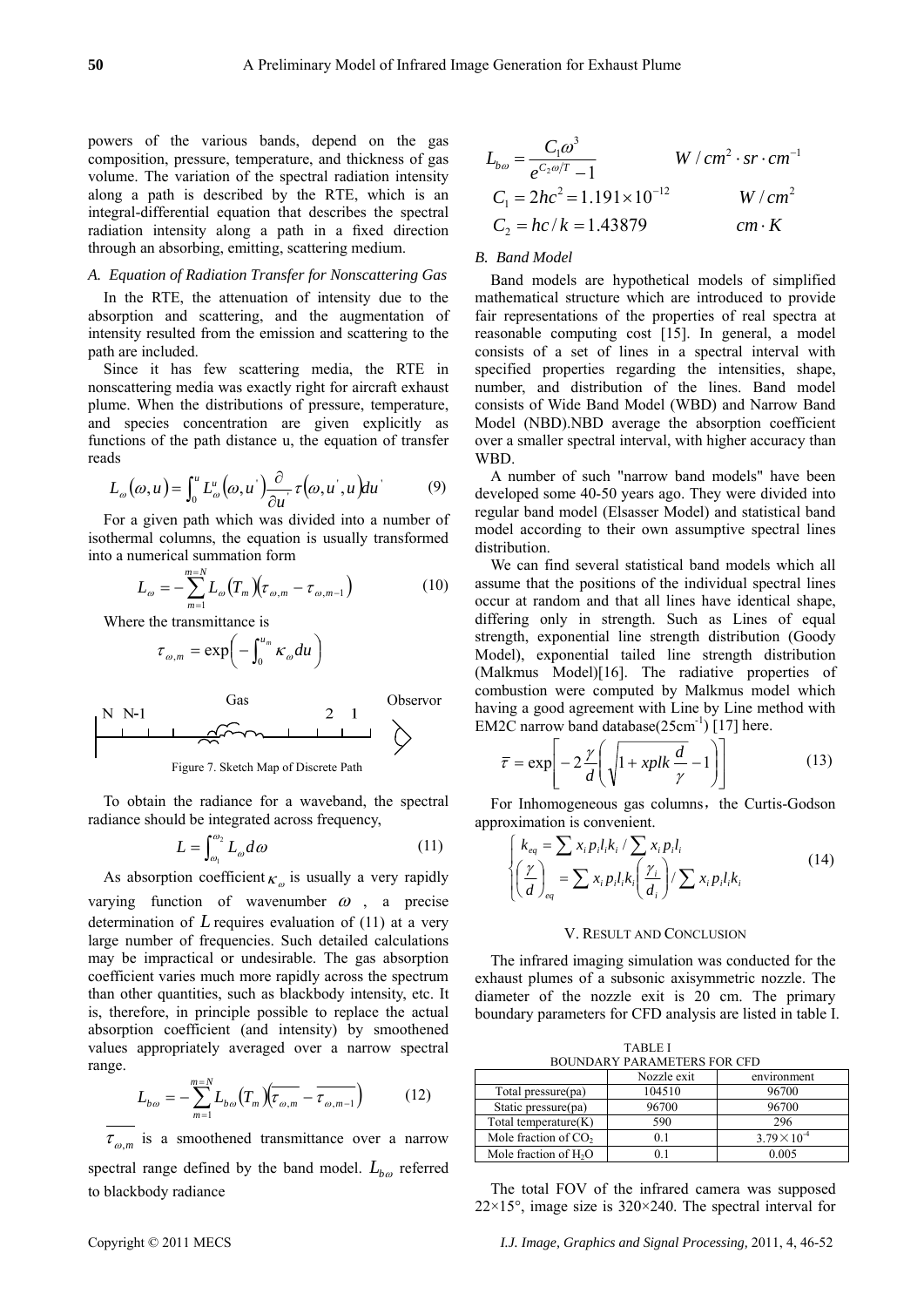powers of the various bands, depend on the gas composition, pressure, temperature, and thickness of gas volume. The variation of the spectral radiation intensity along a path is described by the RTE, which is an integral-differential equation that describes the spectral radiation intensity along a path in a fixed direction through an absorbing, emitting, scattering medium.

### A. Equation of Radiation Transfer for Nonscattering Gas

In the RTE, the attenuation of intensity due to the absorption and scattering, and the augmentation of intensity resulted from the emission and scattering to the path are included.

Since it has few scattering media, the RTE in nonscattering media was exactly right for aircraft exhaust plume. When the distributions of pressure, temperature, and species concentration are given explicitly as functions of the path distance u, the equation of transfer reads

$$L_\omega(\omega,u)=\int_0^u L_\omega^u(\omega,u')\frac{\partial}{\partial u'}\tau(\omega,u',u)du' \qquad (9)$$

For a given path which was divided into a number of isothermal columns, the equation is usually transformed into a numerical summation form

$$L_\omega=-\sum_{m=1}^{m=N}L_\omega(T_m)(\tau_{\omega,m}-\tau_{\omega,m-1}) \qquad (10)$$

Where the transmittance is

$$\tau_{\omega,m}=\exp\left(-\int_0^{u_m}\kappa_\omega du\right)$$

N N-1 Gas 2 1 Observor

Figure 7. Sketch Map of Discrete Path

To obtain the radiance for a waveband, the spectral radiance should be integrated across frequency,

$$L=\int_{\omega_1}^{\omega_2}L_\omega d\omega \qquad (11)$$

As absorption coefficient $\kappa_\omega$ is usually a very rapidly varying function of wavenumber $\omega$, a precise determination of $L$ requires evaluation of (11) at a very large number of frequencies. Such detailed calculations may be impractical or undesirable. The gas absorption coefficient varies much more rapidly across the spectrum than other quantities, such as blackbody intensity, etc. It is, therefore, in principle possible to replace the actual absorption coefficient (and intensity) by smoothened values appropriately averaged over a narrow spectral range.

$$L_{b\omega}=-\sum_{m=1}^{m=N}L_{b\omega}(T_m)\left(\overline{\tau_{\omega,m}}-\overline{\tau_{\omega,m-1}}\right) \qquad (12)$$

$\overline{\tau_{\omega,m}}$ is a smoothened transmittance over a narrow spectral range defined by the band model. $L_{b\omega}$ referred to blackbody radiance

$$L_{b\omega}=\frac{C_1\omega^3}{e^{C_2\omega/T}-1} \qquad W/cm^2\cdot sr\cdot cm^{-1}$$

$$C_1=2hc^2=1.191\times10^{-12} \qquad W/cm^2$$

$$C_2=hc/k=1.43879 \qquad cm\cdot K$$

### B. Band Model

Band models are hypothetical models of simplified mathematical structure which are introduced to provide fair representations of the properties of real spectra at reasonable computing cost [15]. In general, a model consists of a set of lines in a spectral interval with specified properties regarding the intensities, shape, number, and distribution of the lines. Band model consists of Wide Band Model (WBD) and Narrow Band Model (NBD).NBD average the absorption coefficient over a smaller spectral interval, with higher accuracy than WBD.

A number of such "narrow band models" have been developed some 40-50 years ago. They were divided into regular band model (Elsasser Model) and statistical band model according to their own assumptive spectral lines distribution.

We can find several statistical band models which all assume that the positions of the individual spectral lines occur at random and that all lines have identical shape, differing only in strength. Such as Lines of equal strength, exponential line strength distribution (Goody Model), exponential tailed line strength distribution (Malkmus Model)[16]. The radiative properties of combustion were computed by Malkmus model which having a good agreement with Line by Line method with EM2C narrow band database($25cm^{-1}$) [17] here.

$$\bar{\tau}=\exp\left[-2\frac{\gamma}{d}\left(\sqrt{1+xplk\frac{d}{\gamma}}-1\right)\right] \qquad (13)$$

For Inhomogeneous gas columns，the Curtis-Godson approximation is convenient.

$$\begin{cases} k_{eq}=\sum x_i p_i l_i k_i/\sum x_i p_i l_i \\ \left(\dfrac{\gamma}{d}\right)_{eq}=\sum x_i p_i l_i k_i\left(\dfrac{\gamma_i}{d_i}\right)/\sum x_i p_i l_i k_i \end{cases} \qquad (14)$$

## V. Result and Conclusion

The infrared imaging simulation was conducted for the exhaust plumes of a subsonic axisymmetric nozzle. The diameter of the nozzle exit is 20 cm. The primary boundary parameters for CFD analysis are listed in table I.

TABLE I
BOUNDARY PARAMETERS FOR CFD

| | Nozzle exit | environment |
|---|---|---|
| Total pressure(pa) | 104510 | 96700 |
| Static pressure(pa) | 96700 | 96700 |
| Total temperature(K) | 590 | 296 |
| Mole fraction of $CO_2$ | 0.1 | $3.79\times10^{-4}$ |
| Mole fraction of $H_2O$ | 0.1 | 0.005 |

The total FOV of the infrared camera was supposed 22×15°, image size is 320×240. The spectral interval for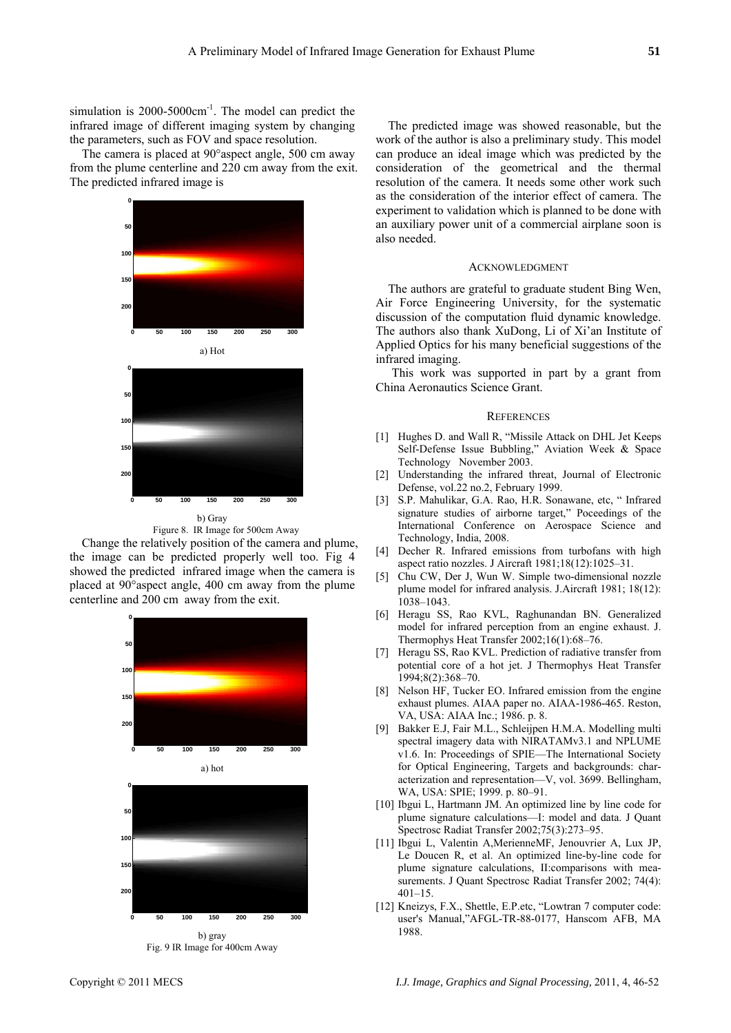simulation is 2000-5000cm$^{-1}$. The model can predict the infrared image of different imaging system by changing the parameters, such as FOV and space resolution.

The camera is placed at 90°aspect angle, 500 cm away from the plume centerline and 220 cm away from the exit. The predicted infrared image is

a) Hot

b) Gray

Figure 8. IR Image for 500cm Away

Change the relatively position of the camera and plume, the image can be predicted properly well too. Fig 4 showed the predicted infrared image when the camera is placed at 90°aspect angle, 400 cm away from the plume centerline and 200 cm away from the exit.

a) hot

b) gray

Fig. 9 IR Image for 400cm Away

The predicted image was showed reasonable, but the work of the author is also a preliminary study. This model can produce an ideal image which was predicted by the consideration of the geometrical and the thermal resolution of the camera. It needs some other work such as the consideration of the interior effect of camera. The experiment to validation which is planned to be done with an auxiliary power unit of a commercial airplane soon is also needed.

## ACKNOWLEDGMENT

The authors are grateful to graduate student Bing Wen, Air Force Engineering University, for the systematic discussion of the computation fluid dynamic knowledge. The authors also thank XuDong, Li of Xi'an Institute of Applied Optics for his many beneficial suggestions of the infrared imaging.

This work was supported in part by a grant from China Aeronautics Science Grant.

## REFERENCES

[1] Hughes D. and Wall R, "Missile Attack on DHL Jet Keeps Self-Defense Issue Bubbling," Aviation Week & Space Technology November 2003.

[2] Understanding the infrared threat, Journal of Electronic Defense, vol.22 no.2, February 1999.

[3] S.P. Mahulikar, G.A. Rao, H.R. Sonawane, etc, " Infrared signature studies of airborne target," Poceedings of the International Conference on Aerospace Science and Technology, India, 2008.

[4] Decher R. Infrared emissions from turbofans with high aspect ratio nozzles. J Aircraft 1981;18(12):1025–31.

[5] Chu CW, Der J, Wun W. Simple two-dimensional nozzle plume model for infrared analysis. J.Aircraft 1981; 18(12): 1038–1043.

[6] Heragu SS, Rao KVL, Raghunandan BN. Generalized model for infrared perception from an engine exhaust. J. Thermophys Heat Transfer 2002;16(1):68–76.

[7] Heragu SS, Rao KVL. Prediction of radiative transfer from potential core of a hot jet. J Thermophys Heat Transfer 1994;8(2):368–70.

[8] Nelson HF, Tucker EO. Infrared emission from the engine exhaust plumes. AIAA paper no. AIAA-1986-465. Reston, VA, USA: AIAA Inc.; 1986. p. 8.

[9] Bakker E.J, Fair M.L., Schleijpen H.M.A. Modelling multi spectral imagery data with NIRATAMv3.1 and NPLUME v1.6. In: Proceedings of SPIE—The International Society for Optical Engineering, Targets and backgrounds: characterization and representation—V, vol. 3699. Bellingham, WA, USA: SPIE; 1999. p. 80–91.

[10] Ibgui L, Hartmann JM. An optimized line by line code for plume signature calculations—I: model and data. J Quant Spectrosc Radiat Transfer 2002;75(3):273–95.

[11] Ibgui L, Valentin A,MerienneMF, Jenouvrier A, Lux JP, Le Doucen R, et al. An optimized line-by-line code for plume signature calculations, II:comparisons with measurements. J Quant Spectrosc Radiat Transfer 2002; 74(4): 401–15.

[12] Kneizys, F.X., Shettle, E.P.etc, "Lowtran 7 computer code: user's Manual,"AFGL-TR-88-0177, Hanscom AFB, MA 1988.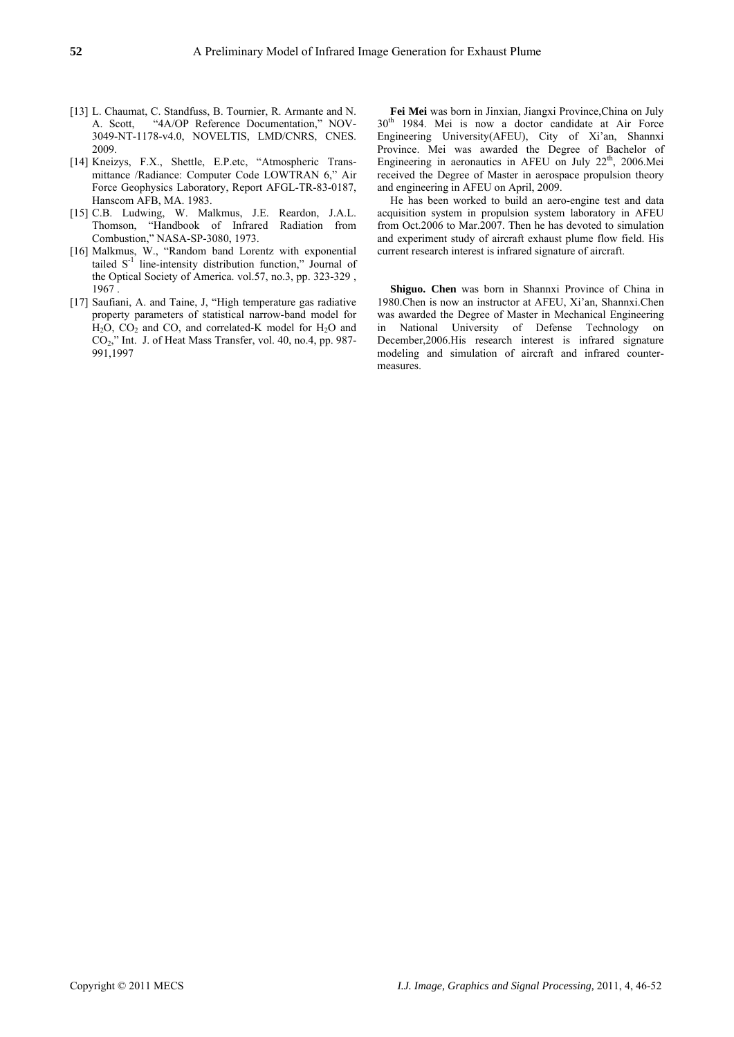[13] L. Chaumat, C. Standfuss, B. Tournier, R. Armante and N. A. Scott, "4A/OP Reference Documentation," NOV-3049-NT-1178-v4.0, NOVELTIS, LMD/CNRS, CNES. 2009.

[14] Kneizys, F.X., Shettle, E.P.etc, "Atmospheric Transmittance /Radiance: Computer Code LOWTRAN 6," Air Force Geophysics Laboratory, Report AFGL-TR-83-0187, Hanscom AFB, MA. 1983.

[15] C.B. Ludwing, W. Malkmus, J.E. Reardon, J.A.L. Thomson, "Handbook of Infrared Radiation from Combustion," NASA-SP-3080, 1973.

[16] Malkmus, W., "Random band Lorentz with exponential tailed $S^{-1}$ line-intensity distribution function," Journal of the Optical Society of America. vol.57, no.3, pp. 323-329 , 1967 .

[17] Saufiani, A. and Taine, J, "High temperature gas radiative property parameters of statistical narrow-band model for $H_2O$, $CO_2$ and CO, and correlated-K model for $H_2O$ and $CO_2$," Int. J. of Heat Mass Transfer, vol. 40, no.4, pp. 987-991,1997

**Fei Mei** was born in Jinxian, Jiangxi Province,China on July 30th 1984. Mei is now a doctor candidate at Air Force Engineering University(AFEU), City of Xi'an, Shannxi Province. Mei was awarded the Degree of Bachelor of Engineering in aeronautics in AFEU on July 22th, 2006.Mei received the Degree of Master in aerospace propulsion theory and engineering in AFEU on April, 2009.

He has been worked to build an aero-engine test and data acquisition system in propulsion system laboratory in AFEU from Oct.2006 to Mar.2007. Then he has devoted to simulation and experiment study of aircraft exhaust plume flow field. His current research interest is infrared signature of aircraft.

**Shiguo. Chen** was born in Shannxi Province of China in 1980.Chen is now an instructor at AFEU, Xi'an, Shannxi.Chen was awarded the Degree of Master in Mechanical Engineering in National University of Defense Technology on December,2006.His research interest is infrared signature modeling and simulation of aircraft and infrared counter-measures.